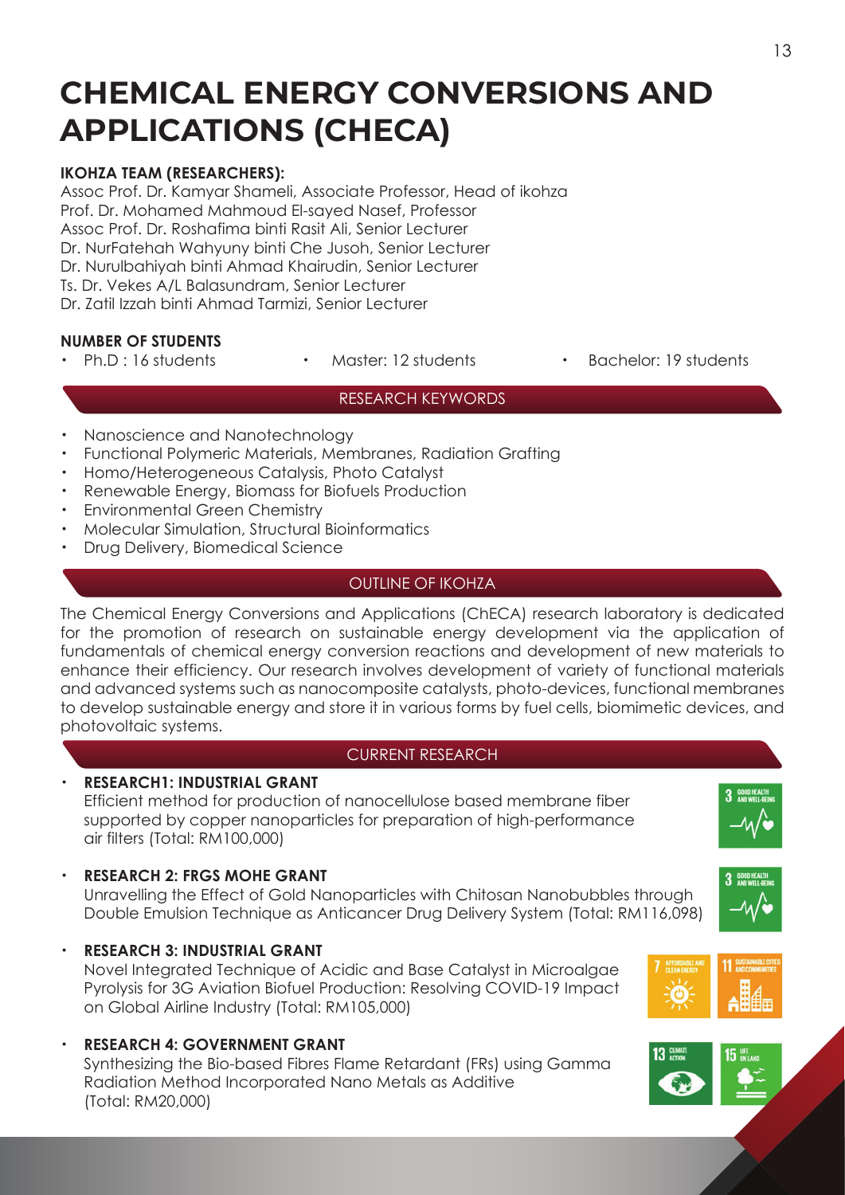# CHEMICAL ENERGY CONVERSIONS AND APPLICATIONS (CHECA)

**IKOHZA TEAM (RESEARCHERS):**

Assoc Prof. Dr. Kamyar Shameli, Associate Professor, Head of ikohza
Prof. Dr. Mohamed Mahmoud El-sayed Nasef, Professor
Assoc Prof. Dr. Roshafima binti Rasit Ali, Senior Lecturer
Dr. NurFatehah Wahyuny binti Che Jusoh, Senior Lecturer
Dr. Nurulbahiyah binti Ahmad Khairudin, Senior Lecturer
Ts. Dr. Vekes A/L Balasundram, Senior Lecturer
Dr. Zatil Izzah binti Ahmad Tarmizi, Senior Lecturer

**NUMBER OF STUDENTS**

- Ph.D : 16 students
- Master: 12 students
- Bachelor: 19 students

## RESEARCH KEYWORDS

- Nanoscience and Nanotechnology
- Functional Polymeric Materials, Membranes, Radiation Grafting
- Homo/Heterogeneous Catalysis, Photo Catalyst
- Renewable Energy, Biomass for Biofuels Production
- Environmental Green Chemistry
- Molecular Simulation, Structural Bioinformatics
- Drug Delivery, Biomedical Science

## OUTLINE OF IKOHZA

The Chemical Energy Conversions and Applications (ChECA) research laboratory is dedicated for the promotion of research on sustainable energy development via the application of fundamentals of chemical energy conversion reactions and development of new materials to enhance their efficiency. Our research involves development of variety of functional materials and advanced systems such as nanocomposite catalysts, photo-devices, functional membranes to develop sustainable energy and store it in various forms by fuel cells, biomimetic devices, and photovoltaic systems.

## CURRENT RESEARCH

- **RESEARCH1: INDUSTRIAL GRANT**
  Efficient method for production of nanocellulose based membrane fiber supported by copper nanoparticles for preparation of high-performance air filters (Total: RM100,000)

- **RESEARCH 2: FRGS MOHE GRANT**
  Unravelling the Effect of Gold Nanoparticles with Chitosan Nanobubbles through Double Emulsion Technique as Anticancer Drug Delivery System (Total: RM116,098)

- **RESEARCH 3: INDUSTRIAL GRANT**
  Novel Integrated Technique of Acidic and Base Catalyst in Microalgae Pyrolysis for 3G Aviation Biofuel Production: Resolving COVID-19 Impact on Global Airline Industry (Total: RM105,000)

- **RESEARCH 4: GOVERNMENT GRANT**
  Synthesizing the Bio-based Fibres Flame Retardant (FRs) using Gamma Radiation Method Incorporated Nano Metals as Additive (Total: RM20,000)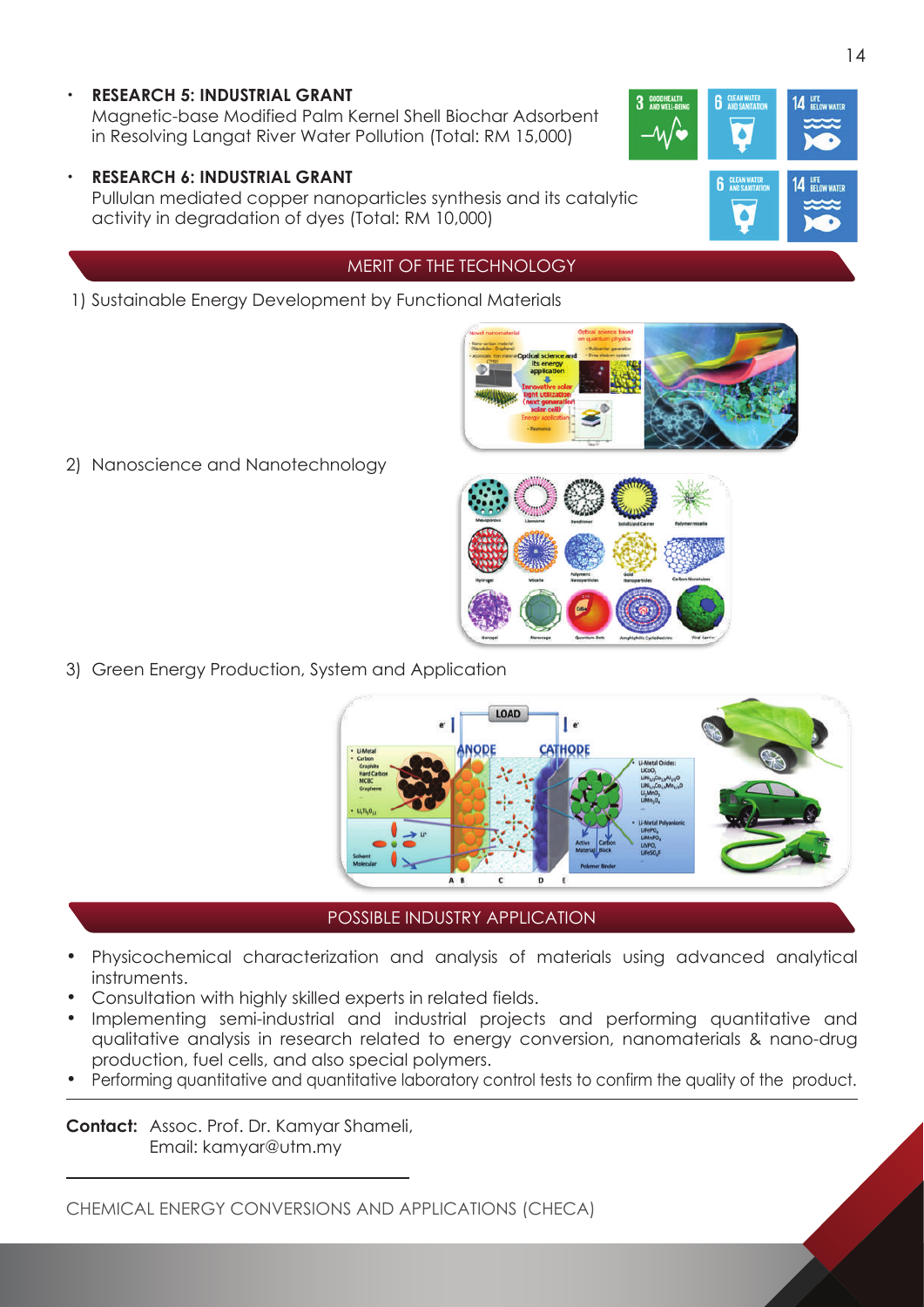- **RESEARCH 5: INDUSTRIAL GRANT**
  Magnetic-base Modified Palm Kernel Shell Biochar Adsorbent in Resolving Langat River Water Pollution (Total: RM 15,000)

- **RESEARCH 6: INDUSTRIAL GRANT**
  Pullulan mediated copper nanoparticles synthesis and its catalytic activity in degradation of dyes (Total: RM 10,000)

## MERIT OF THE TECHNOLOGY

1) Sustainable Energy Development by Functional Materials

2) Nanoscience and Nanotechnology

3) Green Energy Production, System and Application

## POSSIBLE INDUSTRY APPLICATION

- Physicochemical characterization and analysis of materials using advanced analytical instruments.
- Consultation with highly skilled experts in related fields.
- Implementing semi-industrial and industrial projects and performing quantitative and qualitative analysis in research related to energy conversion, nanomaterials & nano-drug production, fuel cells, and also special polymers.
- Performing quantitative and quantitative laboratory control tests to confirm the quality of the product.

**Contact:** Assoc. Prof. Dr. Kamyar Shameli,
Email: kamyar@utm.my

CHEMICAL ENERGY CONVERSIONS AND APPLICATIONS (CHECA)